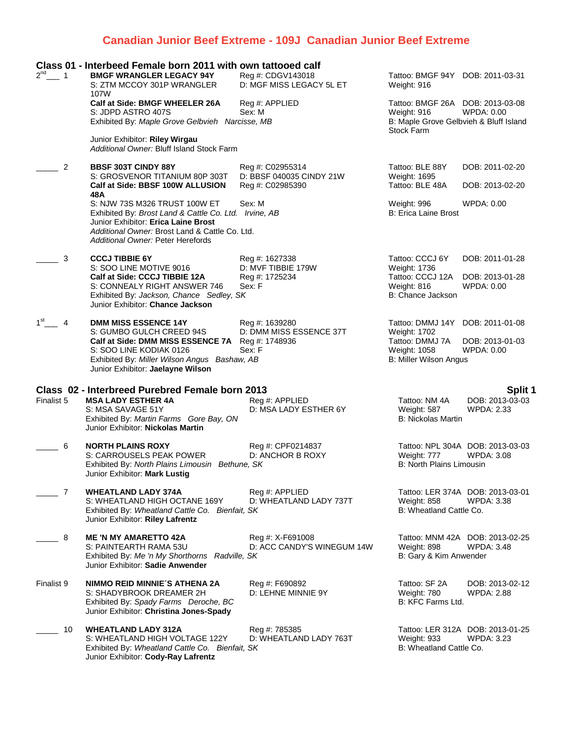# Canadian Junior Beef Extreme - 109J Canadian Junior Beef Extreme

## Class 01 - Interbeed Female born 2011 with own tattooed calf

2nd ___ 1 **BMGF WRANGLER LEGACY 94Y** Reg #: CDGV143018 Tattoo: BMGF 94Y DOB: 2011-03-31
S: ZTM MCCOY 301P WRANGLER 107W D: MGF MISS LEGACY 5L ET Weight: 916
**Calf at Side: BMGF WHEELER 26A** Reg #: APPLIED Tattoo: BMGF 26A DOB: 2013-03-08
S: JDPD ASTRO 407S Sex: M Weight: 916 WPDA: 0.00
Exhibited By: *Maple Grove Gelbvieh Narcisse, MB* B: Maple Grove Gelbvieh & Bluff Island Stock Farm
Junior Exhibitor: **Riley Wirgau**
*Additional Owner:* Bluff Island Stock Farm

_____ 2 **BBSF 303T CINDY 88Y** Reg #: C02955314 Tattoo: BLE 88Y DOB: 2011-02-20
S: GROSVENOR TITANIUM 80P 303T D: BBSF 040035 CINDY 21W Weight: 1695
**Calf at Side: BBSF 100W ALLUSION 48A** Reg #: C02985390 Tattoo: BLE 48A DOB: 2013-02-20
S: NJW 73S M326 TRUST 100W ET Sex: M Weight: 996 WPDA: 0.00
Exhibited By: *Brost Land & Cattle Co. Ltd. Irvine, AB* B: Erica Laine Brost
Junior Exhibitor: **Erica Laine Brost**
*Additional Owner:* Brost Land & Cattle Co. Ltd.
*Additional Owner:* Peter Herefords

_____ 3 **CCCJ TIBBIE 6Y** Reg #: 1627338 Tattoo: CCCJ 6Y DOB: 2011-01-28
S: SOO LINE MOTIVE 9016 D: MVF TIBBIE 179W Weight: 1736
**Calf at Side: CCCJ TIBBIE 12A** Reg #: 1725234 Tattoo: CCCJ 12A DOB: 2013-01-28
S: CONNEALY RIGHT ANSWER 746 Sex: F Weight: 816 WPDA: 0.00
Exhibited By: *Jackson, Chance Sedley, SK* B: Chance Jackson
Junior Exhibitor: **Chance Jackson**

1st ___ 4 **DMM MISS ESSENCE 14Y** Reg #: 1639280 Tattoo: DMMJ 14Y DOB: 2011-01-08
S: GUMBO GULCH CREED 94S D: DMM MISS ESSENCE 37T Weight: 1702
**Calf at Side: DMM MISS ESSENCE 7A** Reg #: 1748936 Tattoo: DMMJ 7A DOB: 2013-01-03
S: SOO LINE KODIAK 0126 Sex: F Weight: 1058 WPDA: 0.00
Exhibited By: *Miller Wilson Angus Bashaw, AB* B: Miller Wilson Angus
Junior Exhibitor: **Jaelayne Wilson**

## Class 02 - Interbreed Purebred Female born 2013 — Split 1

Finalist 5 **MSA LADY ESTHER 4A** Reg #: APPLIED Tattoo: NM 4A DOB: 2013-03-03
S: MSA SAVAGE 51Y D: MSA LADY ESTHER 6Y Weight: 587 WPDA: 2.33
Exhibited By: *Martin Farms Gore Bay, ON* B: Nickolas Martin
Junior Exhibitor: **Nickolas Martin**

_____ 6 **NORTH PLAINS ROXY** Reg #: CPF0214837 Tattoo: NPL 304A DOB: 2013-03-03
S: CARROUSELS PEAK POWER D: ANCHOR B ROXY Weight: 777 WPDA: 3.08
Exhibited By: *North Plains Limousin Bethune, SK* B: North Plains Limousin
Junior Exhibitor: **Mark Lustig**

_____ 7 **WHEATLAND LADY 374A** Reg #: APPLIED Tattoo: LER 374A DOB: 2013-03-01
S: WHEATLAND HIGH OCTANE 169Y D: WHEATLAND LADY 737T Weight: 858 WPDA: 3.38
Exhibited By: *Wheatland Cattle Co. Bienfait, SK* B: Wheatland Cattle Co.
Junior Exhibitor: **Riley Lafrentz**

_____ 8 **ME 'N MY AMARETTO 42A** Reg #: X-F691008 Tattoo: MNM 42A DOB: 2013-02-25
S: PAINTEARTH RAMA 53U D: ACC CANDY'S WINEGUM 14W Weight: 898 WPDA: 3.48
Exhibited By: *Me 'n My Shorthorns Radville, SK* B: Gary & Kim Anwender
Junior Exhibitor: **Sadie Anwender**

Finalist 9 **NIMMO REID MINNIE´S ATHENA 2A** Reg #: F690892 Tattoo: SF 2A DOB: 2013-02-12
S: SHADYBROOK DREAMER 2H D: LEHNE MINNIE 9Y Weight: 780 WPDA: 2.88
Exhibited By: *Spady Farms Deroche, BC* B: KFC Farms Ltd.
Junior Exhibitor: **Christina Jones-Spady**

_____ 10 **WHEATLAND LADY 312A** Reg #: 785385 Tattoo: LER 312A DOB: 2013-01-25
S: WHEATLAND HIGH VOLTAGE 122Y D: WHEATLAND LADY 763T Weight: 933 WPDA: 3.23
Exhibited By: *Wheatland Cattle Co. Bienfait, SK* B: Wheatland Cattle Co.
Junior Exhibitor: **Cody-Ray Lafrentz**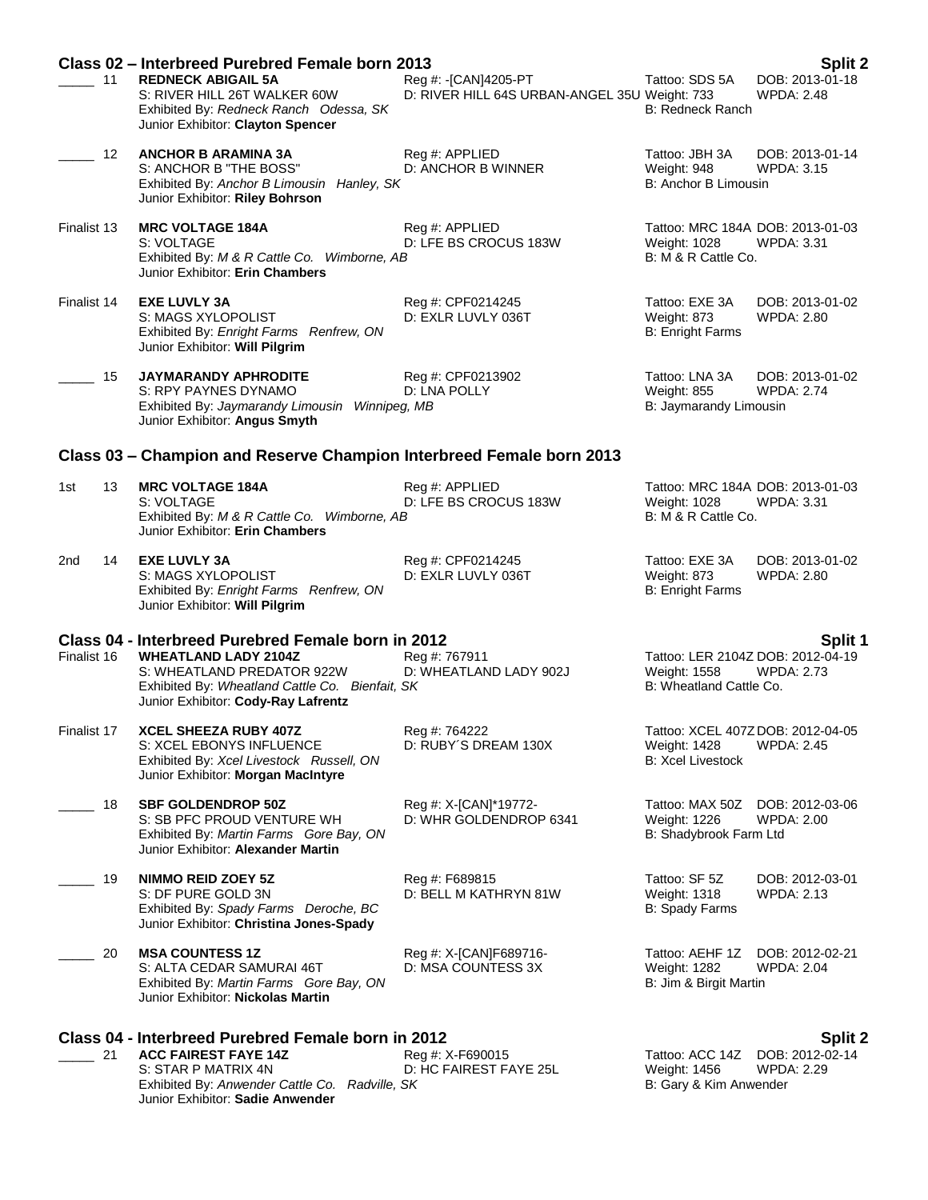## Class 02 – Interbreed Purebred Female born 2013 — Split 2

_____ 11 **REDNECK ABIGAIL 5A** — Reg #: -[CAN]4205-PT — Tattoo: SDS 5A — DOB: 2013-01-18
S: RIVER HILL 26T WALKER 60W — D: RIVER HILL 64S URBAN-ANGEL 35U — Weight: 733 — WPDA: 2.48
Exhibited By: *Redneck Ranch Odessa, SK* — B: Redneck Ranch
Junior Exhibitor: **Clayton Spencer**

_____ 12 **ANCHOR B ARAMINA 3A** — Reg #: APPLIED — Tattoo: JBH 3A — DOB: 2013-01-14
S: ANCHOR B "THE BOSS" — D: ANCHOR B WINNER — Weight: 948 — WPDA: 3.15
Exhibited By: *Anchor B Limousin Hanley, SK* — B: Anchor B Limousin
Junior Exhibitor: **Riley Bohrson**

Finalist 13 **MRC VOLTAGE 184A** — Reg #: APPLIED — Tattoo: MRC 184A — DOB: 2013-01-03
S: VOLTAGE — D: LFE BS CROCUS 183W — Weight: 1028 — WPDA: 3.31
Exhibited By: *M & R Cattle Co. Wimborne, AB* — B: M & R Cattle Co.
Junior Exhibitor: **Erin Chambers**

Finalist 14 **EXE LUVLY 3A** — Reg #: CPF0214245 — Tattoo: EXE 3A — DOB: 2013-01-02
S: MAGS XYLOPOLIST — D: EXLR LUVLY 036T — Weight: 873 — WPDA: 2.80
Exhibited By: *Enright Farms Renfrew, ON* — B: Enright Farms
Junior Exhibitor: **Will Pilgrim**

_____ 15 **JAYMARANDY APHRODITE** — Reg #: CPF0213902 — Tattoo: LNA 3A — DOB: 2013-01-02
S: RPY PAYNES DYNAMO — D: LNA POLLY — Weight: 855 — WPDA: 2.74
Exhibited By: *Jaymarandy Limousin Winnipeg, MB* — B: Jaymarandy Limousin
Junior Exhibitor: **Angus Smyth**

## Class 03 – Champion and Reserve Champion Interbreed Female born 2013

1st 13 **MRC VOLTAGE 184A** — Reg #: APPLIED — Tattoo: MRC 184A — DOB: 2013-01-03
S: VOLTAGE — D: LFE BS CROCUS 183W — Weight: 1028 — WPDA: 3.31
Exhibited By: *M & R Cattle Co. Wimborne, AB* — B: M & R Cattle Co.
Junior Exhibitor: **Erin Chambers**

2nd 14 **EXE LUVLY 3A** — Reg #: CPF0214245 — Tattoo: EXE 3A — DOB: 2013-01-02
S: MAGS XYLOPOLIST — D: EXLR LUVLY 036T — Weight: 873 — WPDA: 2.80
Exhibited By: *Enright Farms Renfrew, ON* — B: Enright Farms
Junior Exhibitor: **Will Pilgrim**

## Class 04 - Interbreed Purebred Female born in 2012 — Split 1

Finalist 16 **WHEATLAND LADY 2104Z** — Reg #: 767911 — Tattoo: LER 2104Z — DOB: 2012-04-19
S: WHEATLAND PREDATOR 922W — D: WHEATLAND LADY 902J — Weight: 1558 — WPDA: 2.73
Exhibited By: *Wheatland Cattle Co. Bienfait, SK* — B: Wheatland Cattle Co.
Junior Exhibitor: **Cody-Ray Lafrentz**

Finalist 17 **XCEL SHEEZA RUBY 407Z** — Reg #: 764222 — Tattoo: XCEL 407Z — DOB: 2012-04-05
S: XCEL EBONYS INFLUENCE — D: RUBY´S DREAM 130X — Weight: 1428 — WPDA: 2.45
Exhibited By: *Xcel Livestock Russell, ON* — B: Xcel Livestock
Junior Exhibitor: **Morgan MacIntyre**

_____ 18 **SBF GOLDENDROP 50Z** — Reg #: X-[CAN]*19772- — Tattoo: MAX 50Z — DOB: 2012-03-06
S: SB PFC PROUD VENTURE WH — D: WHR GOLDENDROP 6341 — Weight: 1226 — WPDA: 2.00
Exhibited By: *Martin Farms Gore Bay, ON* — B: Shadybrook Farm Ltd
Junior Exhibitor: **Alexander Martin**

_____ 19 **NIMMO REID ZOEY 5Z** — Reg #: F689815 — Tattoo: SF 5Z — DOB: 2012-03-01
S: DF PURE GOLD 3N — D: BELL M KATHRYN 81W — Weight: 1318 — WPDA: 2.13
Exhibited By: *Spady Farms Deroche, BC* — B: Spady Farms
Junior Exhibitor: **Christina Jones-Spady**

_____ 20 **MSA COUNTESS 1Z** — Reg #: X-[CAN]F689716- — Tattoo: AEHF 1Z — DOB: 2012-02-21
S: ALTA CEDAR SAMURAI 46T — D: MSA COUNTESS 3X — Weight: 1282 — WPDA: 2.04
Exhibited By: *Martin Farms Gore Bay, ON* — B: Jim & Birgit Martin
Junior Exhibitor: **Nickolas Martin**

## Class 04 - Interbreed Purebred Female born in 2012 — Split 2

_____ 21 **ACC FAIREST FAYE 14Z** — Reg #: X-F690015 — Tattoo: ACC 14Z — DOB: 2012-02-14
S: STAR P MATRIX 4N — D: HC FAIREST FAYE 25L — Weight: 1456 — WPDA: 2.29
Exhibited By: *Anwender Cattle Co. Radville, SK* — B: Gary & Kim Anwender
Junior Exhibitor: **Sadie Anwender**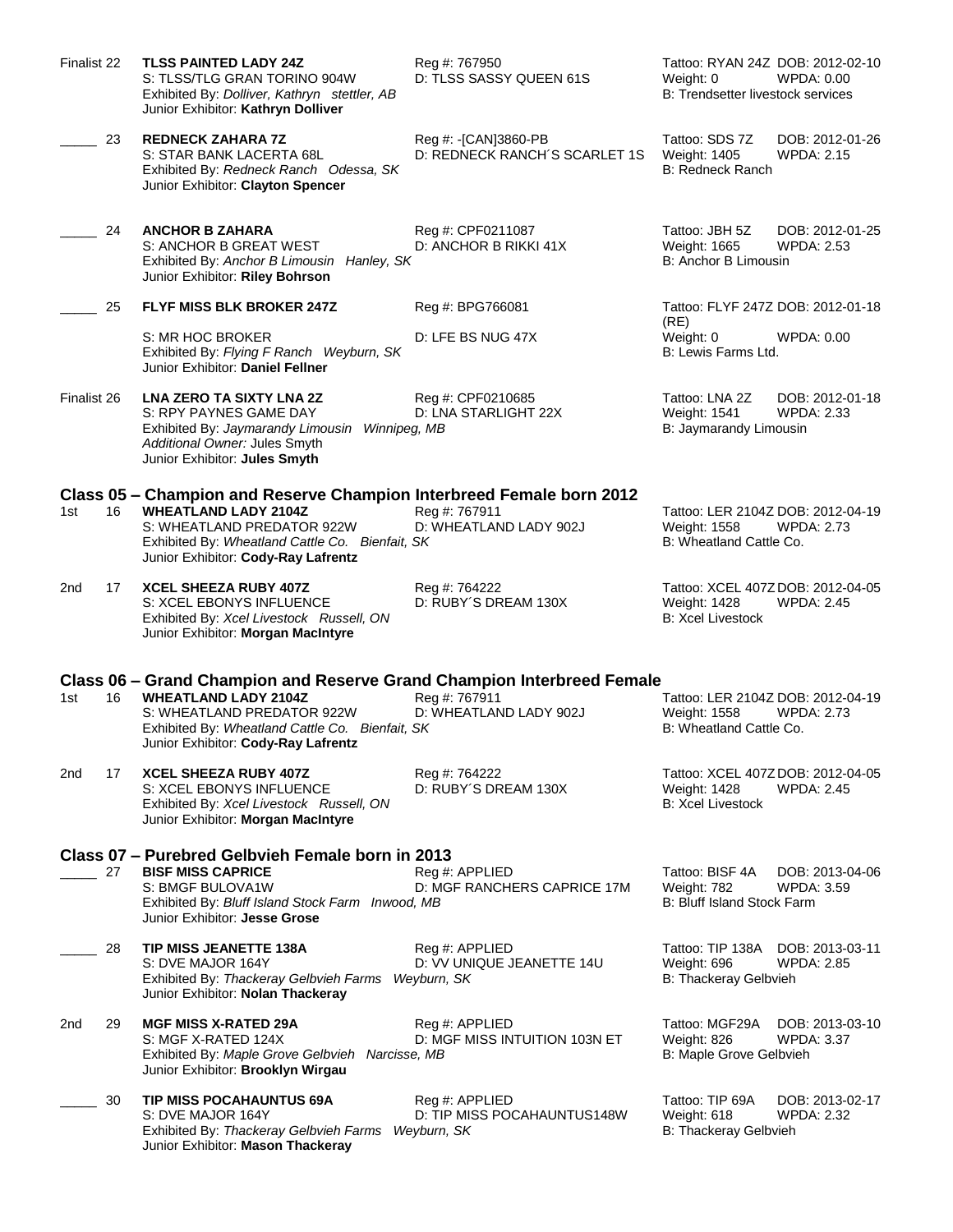Finalist 22 **TLSS PAINTED LADY 24Z** Reg #: 767950 Tattoo: RYAN 24Z DOB: 2012-02-10
S: TLSS/TLG GRAN TORINO 904W D: TLSS SASSY QUEEN 61S Weight: 0 WPDA: 0.00
Exhibited By: *Dolliver, Kathryn stettler, AB* B: Trendsetter livestock services
Junior Exhibitor: **Kathryn Dolliver**

_____ 23 **REDNECK ZAHARA 7Z** Reg #: -[CAN]3860-PB Tattoo: SDS 7Z DOB: 2012-01-26
S: STAR BANK LACERTA 68L D: REDNECK RANCH´S SCARLET 1S Weight: 1405 WPDA: 2.15
Exhibited By: *Redneck Ranch Odessa, SK* B: Redneck Ranch
Junior Exhibitor: **Clayton Spencer**

_____ 24 **ANCHOR B ZAHARA** Reg #: CPF0211087 Tattoo: JBH 5Z DOB: 2012-01-25
S: ANCHOR B GREAT WEST D: ANCHOR B RIKKI 41X Weight: 1665 WPDA: 2.53
Exhibited By: *Anchor B Limousin Hanley, SK* B: Anchor B Limousin
Junior Exhibitor: **Riley Bohrson**

_____ 25 **FLYF MISS BLK BROKER 247Z** Reg #: BPG766081 Tattoo: FLYF 247Z DOB: 2012-01-18 (RE)
S: MR HOC BROKER D: LFE BS NUG 47X Weight: 0 WPDA: 0.00
Exhibited By: *Flying F Ranch Weyburn, SK* B: Lewis Farms Ltd.
Junior Exhibitor: **Daniel Fellner**

Finalist 26 **LNA ZERO TA SIXTY LNA 2Z** Reg #: CPF0210685 Tattoo: LNA 2Z DOB: 2012-01-18
S: RPY PAYNES GAME DAY D: LNA STARLIGHT 22X Weight: 1541 WPDA: 2.33
Exhibited By: *Jaymarandy Limousin Winnipeg, MB* B: Jaymarandy Limousin
*Additional Owner:* Jules Smyth
Junior Exhibitor: **Jules Smyth**

## Class 05 – Champion and Reserve Champion Interbreed Female born 2012

1st 16 **WHEATLAND LADY 2104Z** Reg #: 767911 Tattoo: LER 2104Z DOB: 2012-04-19
S: WHEATLAND PREDATOR 922W D: WHEATLAND LADY 902J Weight: 1558 WPDA: 2.73
Exhibited By: *Wheatland Cattle Co. Bienfait, SK* B: Wheatland Cattle Co.
Junior Exhibitor: **Cody-Ray Lafrentz**

2nd 17 **XCEL SHEEZA RUBY 407Z** Reg #: 764222 Tattoo: XCEL 407Z DOB: 2012-04-05
S: XCEL EBONYS INFLUENCE D: RUBY´S DREAM 130X Weight: 1428 WPDA: 2.45
Exhibited By: *Xcel Livestock Russell, ON* B: Xcel Livestock
Junior Exhibitor: **Morgan MacIntyre**

## Class 06 – Grand Champion and Reserve Grand Champion Interbreed Female

1st 16 **WHEATLAND LADY 2104Z** Reg #: 767911 Tattoo: LER 2104Z DOB: 2012-04-19
S: WHEATLAND PREDATOR 922W D: WHEATLAND LADY 902J Weight: 1558 WPDA: 2.73
Exhibited By: *Wheatland Cattle Co. Bienfait, SK* B: Wheatland Cattle Co.
Junior Exhibitor: **Cody-Ray Lafrentz**

2nd 17 **XCEL SHEEZA RUBY 407Z** Reg #: 764222 Tattoo: XCEL 407Z DOB: 2012-04-05
S: XCEL EBONYS INFLUENCE D: RUBY´S DREAM 130X Weight: 1428 WPDA: 2.45
Exhibited By: *Xcel Livestock Russell, ON* B: Xcel Livestock
Junior Exhibitor: **Morgan MacIntyre**

## Class 07 – Purebred Gelbvieh Female born in 2013

_____ 27 **BISF MISS CAPRICE** Reg #: APPLIED Tattoo: BISF 4A DOB: 2013-04-06
S: BMGF BULOVA1W D: MGF RANCHERS CAPRICE 17M Weight: 782 WPDA: 3.59
Exhibited By: *Bluff Island Stock Farm Inwood, MB* B: Bluff Island Stock Farm
Junior Exhibitor: **Jesse Grose**

_____ 28 **TIP MISS JEANETTE 138A** Reg #: APPLIED Tattoo: TIP 138A DOB: 2013-03-11
S: DVE MAJOR 164Y D: VV UNIQUE JEANETTE 14U Weight: 696 WPDA: 2.85
Exhibited By: *Thackeray Gelbvieh Farms Weyburn, SK* B: Thackeray Gelbvieh
Junior Exhibitor: **Nolan Thackeray**

2nd 29 **MGF MISS X-RATED 29A** Reg #: APPLIED Tattoo: MGF29A DOB: 2013-03-10
S: MGF X-RATED 124X D: MGF MISS INTUITION 103N ET Weight: 826 WPDA: 3.37
Exhibited By: *Maple Grove Gelbvieh Narcisse, MB* B: Maple Grove Gelbvieh
Junior Exhibitor: **Brooklyn Wirgau**

_____ 30 **TIP MISS POCAHAUNTUS 69A** Reg #: APPLIED Tattoo: TIP 69A DOB: 2013-02-17
S: DVE MAJOR 164Y D: TIP MISS POCAHAUNTUS148W Weight: 618 WPDA: 2.32
Exhibited By: *Thackeray Gelbvieh Farms Weyburn, SK* B: Thackeray Gelbvieh
Junior Exhibitor: **Mason Thackeray**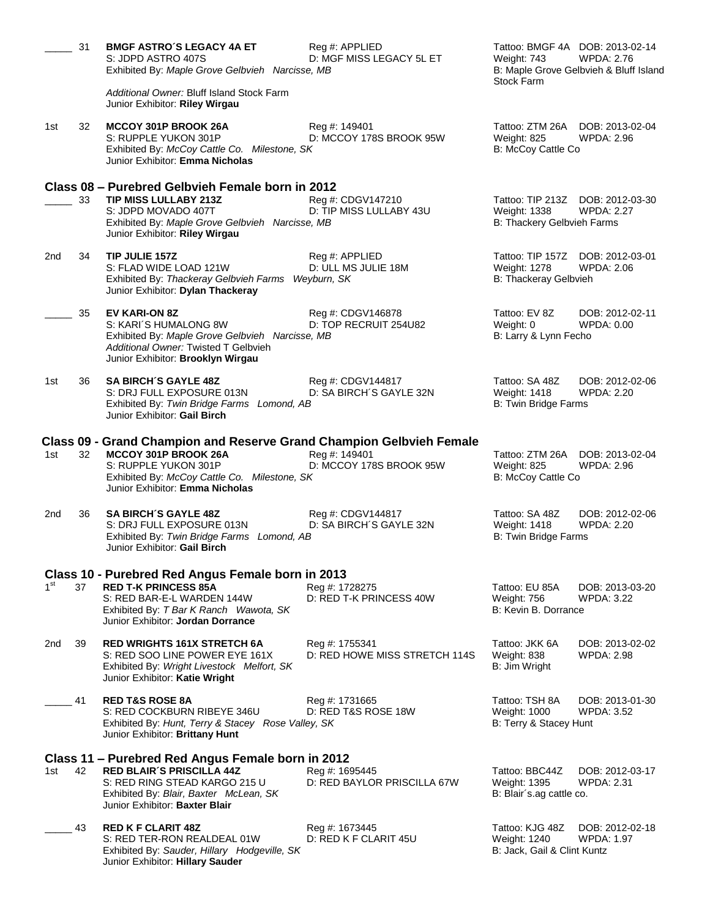\_\_\_\_\_ 31 **BMGF ASTRO´S LEGACY 4A ET** Reg #: APPLIED Tattoo: BMGF 4A DOB: 2013-02-14
S: JDPD ASTRO 407S D: MGF MISS LEGACY 5L ET Weight: 743 WPDA: 2.76
Exhibited By: *Maple Grove Gelbvieh Narcisse, MB* B: Maple Grove Gelbvieh & Bluff Island Stock Farm
*Additional Owner:* Bluff Island Stock Farm
Junior Exhibitor: **Riley Wirgau**

1st 32 **MCCOY 301P BROOK 26A** Reg #: 149401 Tattoo: ZTM 26A DOB: 2013-02-04
S: RUPPLE YUKON 301P D: MCCOY 178S BROOK 95W Weight: 825 WPDA: 2.96
Exhibited By: *McCoy Cattle Co. Milestone, SK* B: McCoy Cattle Co
Junior Exhibitor: **Emma Nicholas**

## Class 08 – Purebred Gelbvieh Female born in 2012

\_\_\_\_\_ 33 **TIP MISS LULLABY 213Z** Reg #: CDGV147210 Tattoo: TIP 213Z DOB: 2012-03-30
S: JDPD MOVADO 407T D: TIP MISS LULLABY 43U Weight: 1338 WPDA: 2.27
Exhibited By: *Maple Grove Gelbvieh Narcisse, MB* B: Thackery Gelbvieh Farms
Junior Exhibitor: **Riley Wirgau**

2nd 34 **TIP JULIE 157Z** Reg #: APPLIED Tattoo: TIP 157Z DOB: 2012-03-01
S: FLAD WIDE LOAD 121W D: ULL MS JULIE 18M Weight: 1278 WPDA: 2.06
Exhibited By: *Thackeray Gelbvieh Farms Weyburn, SK* B: Thackeray Gelbvieh
Junior Exhibitor: **Dylan Thackeray**

\_\_\_\_\_ 35 **EV KARI-ON 8Z** Reg #: CDGV146878 Tattoo: EV 8Z DOB: 2012-02-11
S: KARI´S HUMALONG 8W D: TOP RECRUIT 254U82 Weight: 0 WPDA: 0.00
Exhibited By: *Maple Grove Gelbvieh Narcisse, MB* B: Larry & Lynn Fecho
*Additional Owner:* Twisted T Gelbvieh
Junior Exhibitor: **Brooklyn Wirgau**

1st 36 **SA BIRCH´S GAYLE 48Z** Reg #: CDGV144817 Tattoo: SA 48Z DOB: 2012-02-06
S: DRJ FULL EXPOSURE 013N D: SA BIRCH´S GAYLE 32N Weight: 1418 WPDA: 2.20
Exhibited By: *Twin Bridge Farms Lomond, AB* B: Twin Bridge Farms
Junior Exhibitor: **Gail Birch**

## Class 09 - Grand Champion and Reserve Grand Champion Gelbvieh Female

1st 32 **MCCOY 301P BROOK 26A** Reg #: 149401 Tattoo: ZTM 26A DOB: 2013-02-04
S: RUPPLE YUKON 301P D: MCCOY 178S BROOK 95W Weight: 825 WPDA: 2.96
Exhibited By: *McCoy Cattle Co. Milestone, SK* B: McCoy Cattle Co
Junior Exhibitor: **Emma Nicholas**

2nd 36 **SA BIRCH´S GAYLE 48Z** Reg #: CDGV144817 Tattoo: SA 48Z DOB: 2012-02-06
S: DRJ FULL EXPOSURE 013N D: SA BIRCH´S GAYLE 32N Weight: 1418 WPDA: 2.20
Exhibited By: *Twin Bridge Farms Lomond, AB* B: Twin Bridge Farms
Junior Exhibitor: **Gail Birch**

## Class 10 - Purebred Red Angus Female born in 2013

1st 37 **RED T-K PRINCESS 85A** Reg #: 1728275 Tattoo: EU 85A DOB: 2013-03-20
S: RED BAR-E-L WARDEN 144W D: RED T-K PRINCESS 40W Weight: 756 WPDA: 3.22
Exhibited By: *T Bar K Ranch Wawota, SK* B: Kevin B. Dorrance
Junior Exhibitor: **Jordan Dorrance**

2nd 39 **RED WRIGHTS 161X STRETCH 6A** Reg #: 1755341 Tattoo: JKK 6A DOB: 2013-02-02
S: RED SOO LINE POWER EYE 161X D: RED HOWE MISS STRETCH 114S Weight: 838 WPDA: 2.98
Exhibited By: *Wright Livestock Melfort, SK* B: Jim Wright
Junior Exhibitor: **Katie Wright**

\_\_\_\_\_ 41 **RED T&S ROSE 8A** Reg #: 1731665 Tattoo: TSH 8A DOB: 2013-01-30
S: RED COCKBURN RIBEYE 346U D: RED T&S ROSE 18W Weight: 1000 WPDA: 3.52
Exhibited By: *Hunt, Terry & Stacey Rose Valley, SK* B: Terry & Stacey Hunt
Junior Exhibitor: **Brittany Hunt**

## Class 11 – Purebred Red Angus Female born in 2012

1st 42 **RED BLAIR´S PRISCILLA 44Z** Reg #: 1695445 Tattoo: BBC44Z DOB: 2012-03-17
S: RED RING STEAD KARGO 215 U D: RED BAYLOR PRISCILLA 67W Weight: 1395 WPDA: 2.31
Exhibited By: *Blair, Baxter McLean, SK* B: Blair´s.ag cattle co.
Junior Exhibitor: **Baxter Blair**

\_\_\_\_\_ 43 **RED K F CLARIT 48Z** Reg #: 1673445 Tattoo: KJG 48Z DOB: 2012-02-18
S: RED TER-RON REALDEAL 01W D: RED K F CLARIT 45U Weight: 1240 WPDA: 1.97
Exhibited By: *Sauder, Hillary Hodgeville, SK* B: Jack, Gail & Clint Kuntz
Junior Exhibitor: **Hillary Sauder**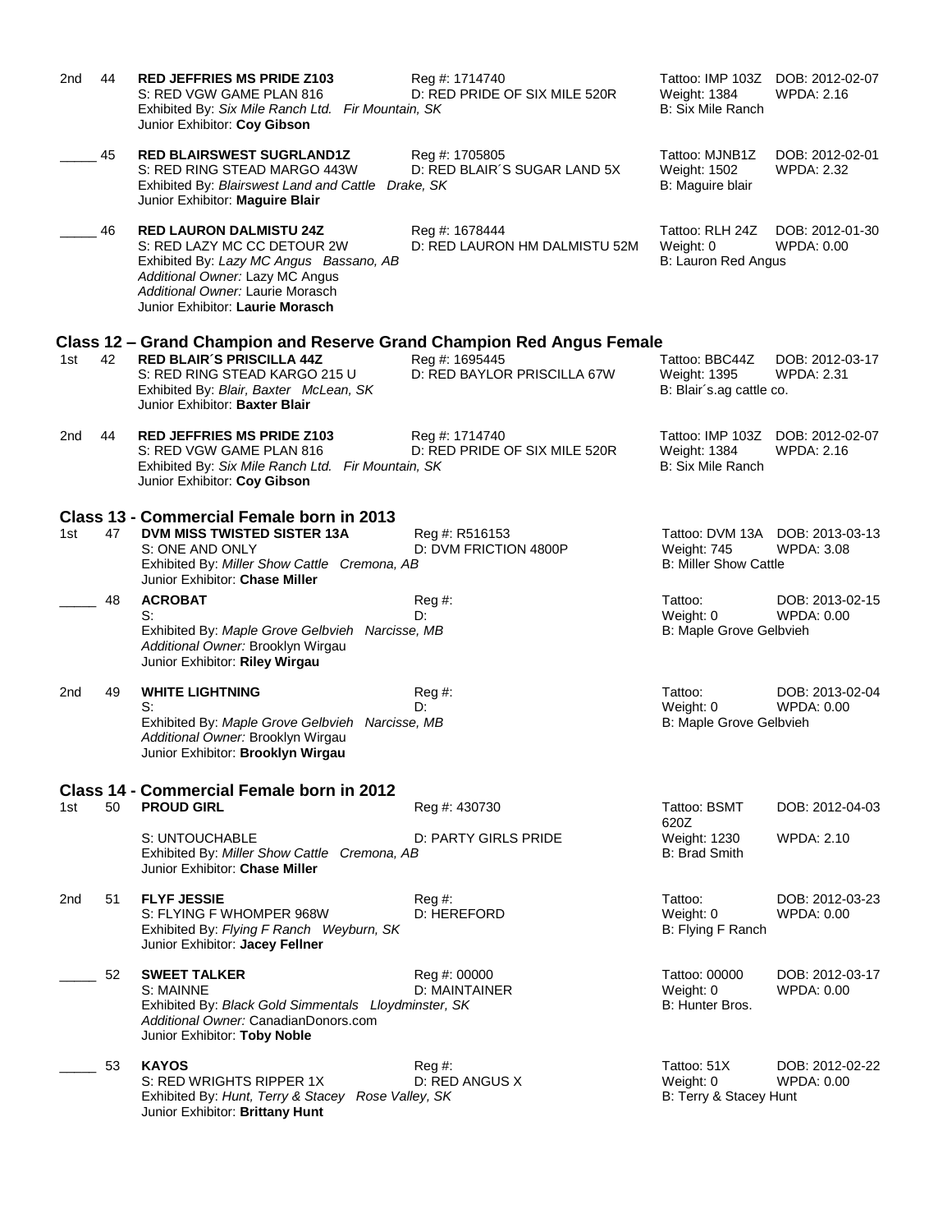2nd 44 **RED JEFFRIES MS PRIDE Z103** Reg #: 1714740 Tattoo: IMP 103Z DOB: 2012-02-07
S: RED VGW GAME PLAN 816 D: RED PRIDE OF SIX MILE 520R Weight: 1384 WPDA: 2.16
Exhibited By: *Six Mile Ranch Ltd. Fir Mountain, SK* B: Six Mile Ranch
Junior Exhibitor: **Coy Gibson**

_____ 45 **RED BLAIRSWEST SUGRLAND1Z** Reg #: 1705805 Tattoo: MJNB1Z DOB: 2012-02-01
S: RED RING STEAD MARGO 443W D: RED BLAIR´S SUGAR LAND 5X Weight: 1502 WPDA: 2.32
Exhibited By: *Blairswest Land and Cattle Drake, SK* B: Maguire blair
Junior Exhibitor: **Maguire Blair**

_____ 46 **RED LAURON DALMISTU 24Z** Reg #: 1678444 Tattoo: RLH 24Z DOB: 2012-01-30
S: RED LAZY MC CC DETOUR 2W D: RED LAURON HM DALMISTU 52M Weight: 0 WPDA: 0.00
Exhibited By: *Lazy MC Angus Bassano, AB* B: Lauron Red Angus
*Additional Owner:* Lazy MC Angus
*Additional Owner:* Laurie Morasch
Junior Exhibitor: **Laurie Morasch**

## Class 12 – Grand Champion and Reserve Grand Champion Red Angus Female

1st 42 **RED BLAIR´S PRISCILLA 44Z** Reg #: 1695445 Tattoo: BBC44Z DOB: 2012-03-17
S: RED RING STEAD KARGO 215 U D: RED BAYLOR PRISCILLA 67W Weight: 1395 WPDA: 2.31
Exhibited By: *Blair, Baxter McLean, SK* B: Blair´s.ag cattle co.
Junior Exhibitor: **Baxter Blair**

2nd 44 **RED JEFFRIES MS PRIDE Z103** Reg #: 1714740 Tattoo: IMP 103Z DOB: 2012-02-07
S: RED VGW GAME PLAN 816 D: RED PRIDE OF SIX MILE 520R Weight: 1384 WPDA: 2.16
Exhibited By: *Six Mile Ranch Ltd. Fir Mountain, SK* B: Six Mile Ranch
Junior Exhibitor: **Coy Gibson**

## Class 13 - Commercial Female born in 2013

1st 47 **DVM MISS TWISTED SISTER 13A** Reg #: R516153 Tattoo: DVM 13A DOB: 2013-03-13
S: ONE AND ONLY D: DVM FRICTION 4800P Weight: 745 WPDA: 3.08
Exhibited By: *Miller Show Cattle Cremona, AB* B: Miller Show Cattle
Junior Exhibitor: **Chase Miller**

_____ 48 **ACROBAT** Reg #: Tattoo: DOB: 2013-02-15
S: D: Weight: 0 WPDA: 0.00
Exhibited By: *Maple Grove Gelbvieh Narcisse, MB* B: Maple Grove Gelbvieh
*Additional Owner:* Brooklyn Wirgau
Junior Exhibitor: **Riley Wirgau**

2nd 49 **WHITE LIGHTNING** Reg #: Tattoo: DOB: 2013-02-04
S: D: Weight: 0 WPDA: 0.00
Exhibited By: *Maple Grove Gelbvieh Narcisse, MB* B: Maple Grove Gelbvieh
*Additional Owner:* Brooklyn Wirgau
Junior Exhibitor: **Brooklyn Wirgau**

## Class 14 - Commercial Female born in 2012

1st 50 **PROUD GIRL** Reg #: 430730 Tattoo: BSMT 620Z DOB: 2012-04-03
S: UNTOUCHABLE D: PARTY GIRLS PRIDE Weight: 1230 WPDA: 2.10
Exhibited By: *Miller Show Cattle Cremona, AB* B: Brad Smith
Junior Exhibitor: **Chase Miller**

2nd 51 **FLYF JESSIE** Reg #: Tattoo: DOB: 2012-03-23
S: FLYING F WHOMPER 968W D: HEREFORD Weight: 0 WPDA: 0.00
Exhibited By: *Flying F Ranch Weyburn, SK* B: Flying F Ranch
Junior Exhibitor: **Jacey Fellner**

_____ 52 **SWEET TALKER** Reg #: 00000 Tattoo: 00000 DOB: 2012-03-17
S: MAINNE D: MAINTAINER Weight: 0 WPDA: 0.00
Exhibited By: *Black Gold Simmentals Lloydminster, SK* B: Hunter Bros.
*Additional Owner:* CanadianDonors.com
Junior Exhibitor: **Toby Noble**

_____ 53 **KAYOS** Reg #: Tattoo: 51X DOB: 2012-02-22
S: RED WRIGHTS RIPPER 1X D: RED ANGUS X Weight: 0 WPDA: 0.00
Exhibited By: *Hunt, Terry & Stacey Rose Valley, SK* B: Terry & Stacey Hunt
Junior Exhibitor: **Brittany Hunt**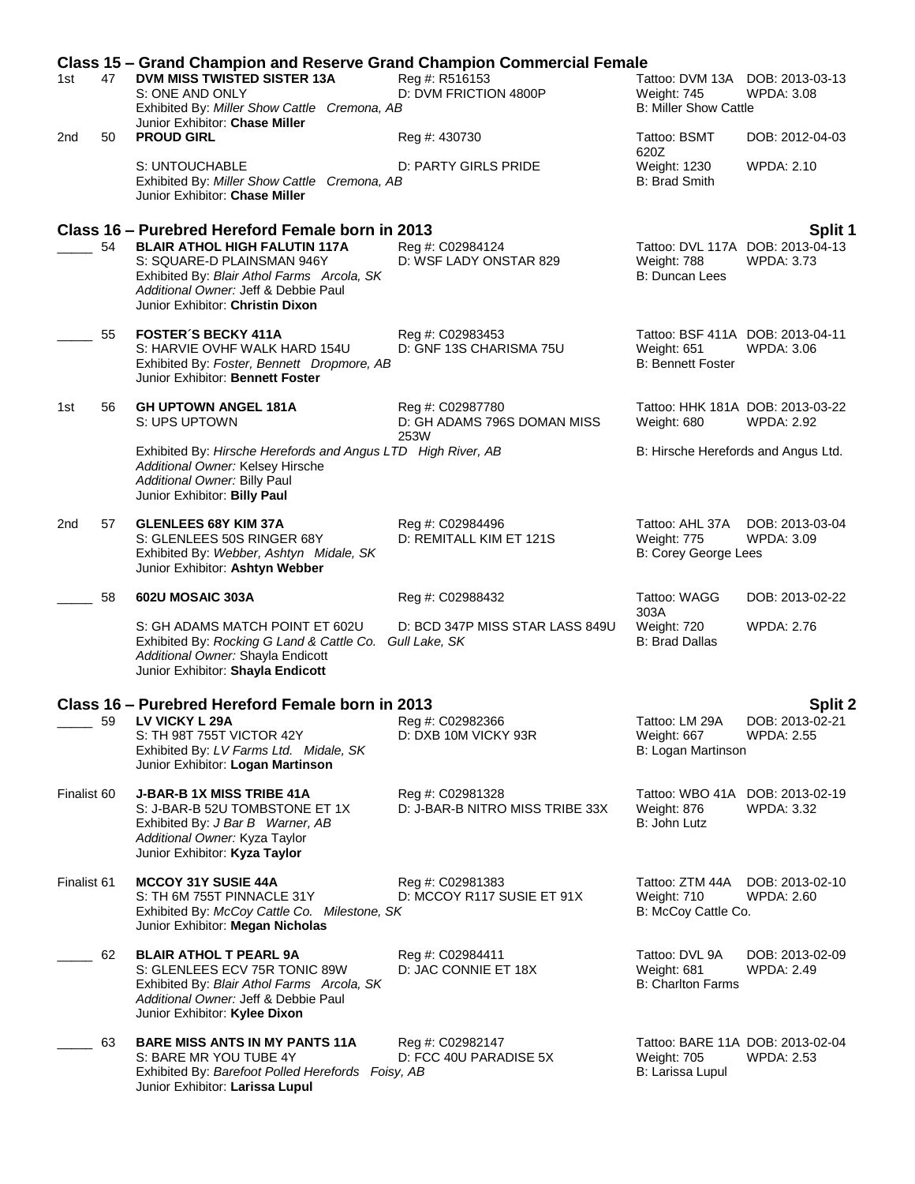## Class 15 – Grand Champion and Reserve Grand Champion Commercial Female

1st 47 **DVM MISS TWISTED SISTER 13A** Reg #: R516153 Tattoo: DVM 13A DOB: 2013-03-13
S: ONE AND ONLY D: DVM FRICTION 4800P Weight: 745 WPDA: 3.08
Exhibited By: *Miller Show Cattle Cremona, AB* B: Miller Show Cattle
Junior Exhibitor: **Chase Miller**

2nd 50 **PROUD GIRL** Reg #: 430730 Tattoo: BSMT 620Z DOB: 2012-04-03
S: UNTOUCHABLE D: PARTY GIRLS PRIDE Weight: 1230 WPDA: 2.10
Exhibited By: *Miller Show Cattle Cremona, AB* B: Brad Smith
Junior Exhibitor: **Chase Miller**

## Class 16 – Purebred Hereford Female born in 2013 — Split 1

_____ 54 **BLAIR ATHOL HIGH FALUTIN 117A** Reg #: C02984124 Tattoo: DVL 117A DOB: 2013-04-13
S: SQUARE-D PLAINSMAN 946Y D: WSF LADY ONSTAR 829 Weight: 788 WPDA: 3.73
Exhibited By: *Blair Athol Farms Arcola, SK* B: Duncan Lees
*Additional Owner:* Jeff & Debbie Paul
Junior Exhibitor: **Christin Dixon**

_____ 55 **FOSTER´S BECKY 411A** Reg #: C02983453 Tattoo: BSF 411A DOB: 2013-04-11
S: HARVIE OVHF WALK HARD 154U D: GNF 13S CHARISMA 75U Weight: 651 WPDA: 3.06
Exhibited By: *Foster, Bennett Dropmore, AB* B: Bennett Foster
Junior Exhibitor: **Bennett Foster**

1st 56 **GH UPTOWN ANGEL 181A** Reg #: C02987780 Tattoo: HHK 181A DOB: 2013-03-22
S: UPS UPTOWN D: GH ADAMS 796S DOMAN MISS 253W Weight: 680 WPDA: 2.92
Exhibited By: *Hirsche Herefords and Angus LTD High River, AB* B: Hirsche Herefords and Angus Ltd.
*Additional Owner:* Kelsey Hirsche
*Additional Owner:* Billy Paul
Junior Exhibitor: **Billy Paul**

2nd 57 **GLENLEES 68Y KIM 37A** Reg #: C02984496 Tattoo: AHL 37A DOB: 2013-03-04
S: GLENLEES 50S RINGER 68Y D: REMITALL KIM ET 121S Weight: 775 WPDA: 3.09
Exhibited By: *Webber, Ashtyn Midale, SK* B: Corey George Lees
Junior Exhibitor: **Ashtyn Webber**

_____ 58 **602U MOSAIC 303A** Reg #: C02988432 Tattoo: WAGG 303A DOB: 2013-02-22
S: GH ADAMS MATCH POINT ET 602U D: BCD 347P MISS STAR LASS 849U Weight: 720 WPDA: 2.76
Exhibited By: *Rocking G Land & Cattle Co. Gull Lake, SK* B: Brad Dallas
*Additional Owner:* Shayla Endicott
Junior Exhibitor: **Shayla Endicott**

## Class 16 – Purebred Hereford Female born in 2013 — Split 2

_____ 59 **LV VICKY L 29A** Reg #: C02982366 Tattoo: LM 29A DOB: 2013-02-21
S: TH 98T 755T VICTOR 42Y D: DXB 10M VICKY 93R Weight: 667 WPDA: 2.55
Exhibited By: *LV Farms Ltd. Midale, SK* B: Logan Martinson
Junior Exhibitor: **Logan Martinson**

Finalist 60 **J-BAR-B 1X MISS TRIBE 41A** Reg #: C02981328 Tattoo: WBO 41A DOB: 2013-02-19
S: J-BAR-B 52U TOMBSTONE ET 1X D: J-BAR-B NITRO MISS TRIBE 33X Weight: 876 WPDA: 3.32
Exhibited By: *J Bar B Warner, AB* B: John Lutz
*Additional Owner:* Kyza Taylor
Junior Exhibitor: **Kyza Taylor**

Finalist 61 **MCCOY 31Y SUSIE 44A** Reg #: C02981383 Tattoo: ZTM 44A DOB: 2013-02-10
S: TH 6M 755T PINNACLE 31Y D: MCCOY R117 SUSIE ET 91X Weight: 710 WPDA: 2.60
Exhibited By: *McCoy Cattle Co. Milestone, SK* B: McCoy Cattle Co.
Junior Exhibitor: **Megan Nicholas**

_____ 62 **BLAIR ATHOL T PEARL 9A** Reg #: C02984411 Tattoo: DVL 9A DOB: 2013-02-09
S: GLENLEES ECV 75R TONIC 89W D: JAC CONNIE ET 18X Weight: 681 WPDA: 2.49
Exhibited By: *Blair Athol Farms Arcola, SK* B: Charlton Farms
*Additional Owner:* Jeff & Debbie Paul
Junior Exhibitor: **Kylee Dixon**

_____ 63 **BARE MISS ANTS IN MY PANTS 11A** Reg #: C02982147 Tattoo: BARE 11A DOB: 2013-02-04
S: BARE MR YOU TUBE 4Y D: FCC 40U PARADISE 5X Weight: 705 WPDA: 2.53
Exhibited By: *Barefoot Polled Herefords Foisy, AB* B: Larissa Lupul
Junior Exhibitor: **Larissa Lupul**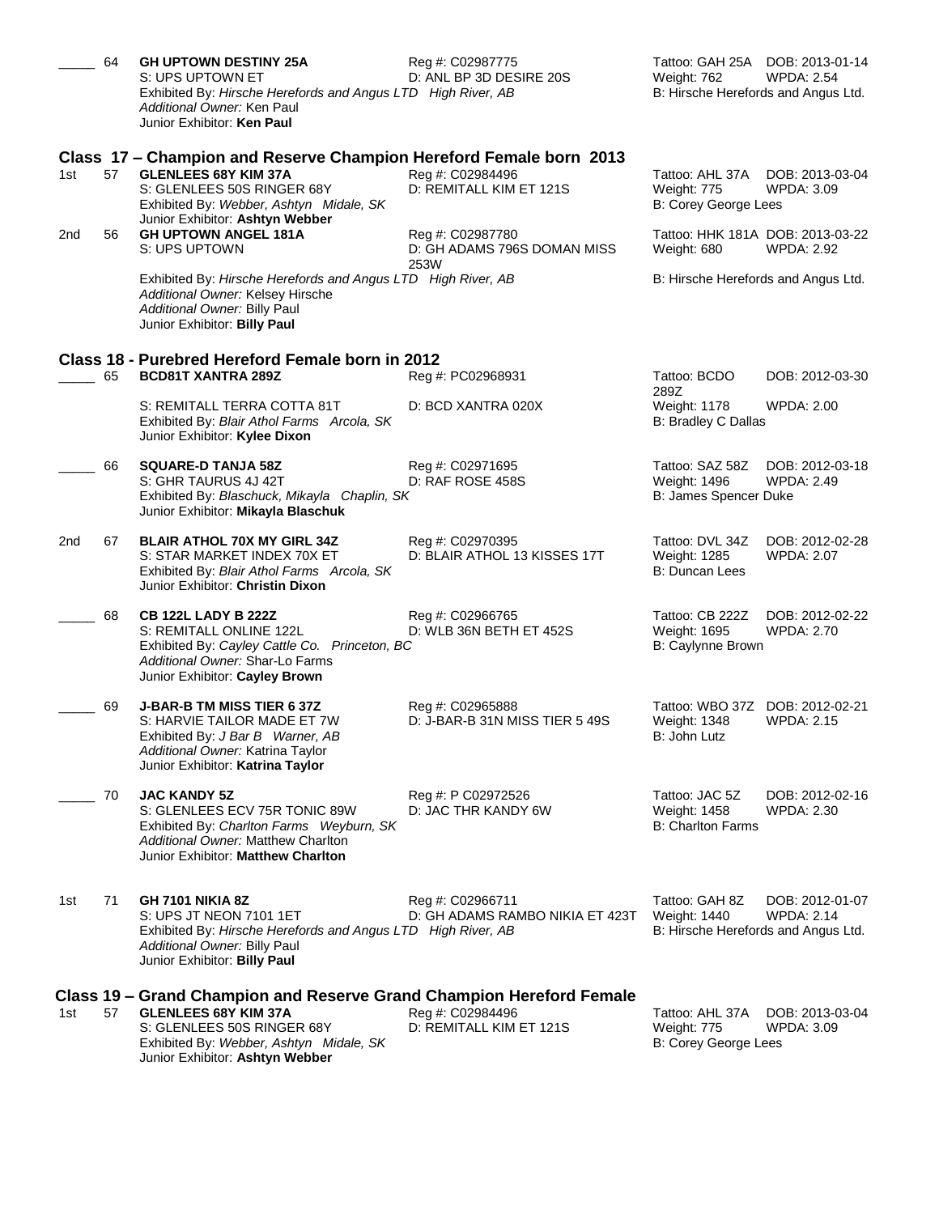_____ 64 **GH UPTOWN DESTINY 25A** Reg #: C02987775 Tattoo: GAH 25A DOB: 2013-01-14
S: UPS UPTOWN ET D: ANL BP 3D DESIRE 20S Weight: 762 WPDA: 2.54
Exhibited By: *Hirsche Herefords and Angus LTD High River, AB* B: Hirsche Herefords and Angus Ltd.
*Additional Owner:* Ken Paul
Junior Exhibitor: **Ken Paul**

## Class 17 – Champion and Reserve Champion Hereford Female born 2013

1st 57 **GLENLEES 68Y KIM 37A** Reg #: C02984496 Tattoo: AHL 37A DOB: 2013-03-04
S: GLENLEES 50S RINGER 68Y D: REMITALL KIM ET 121S Weight: 775 WPDA: 3.09
Exhibited By: *Webber, Ashtyn Midale, SK* B: Corey George Lees
Junior Exhibitor: **Ashtyn Webber**

2nd 56 **GH UPTOWN ANGEL 181A** Reg #: C02987780 Tattoo: HHK 181A DOB: 2013-03-22
S: UPS UPTOWN D: GH ADAMS 796S DOMAN MISS 253W Weight: 680 WPDA: 2.92
Exhibited By: *Hirsche Herefords and Angus LTD High River, AB* B: Hirsche Herefords and Angus Ltd.
*Additional Owner:* Kelsey Hirsche
*Additional Owner:* Billy Paul
Junior Exhibitor: **Billy Paul**

## Class 18 - Purebred Hereford Female born in 2012

_____ 65 **BCD81T XANTRA 289Z** Reg #: PC02968931 Tattoo: BCDO 289Z DOB: 2012-03-30
S: REMITALL TERRA COTTA 81T D: BCD XANTRA 020X Weight: 1178 WPDA: 2.00
Exhibited By: *Blair Athol Farms Arcola, SK* B: Bradley C Dallas
Junior Exhibitor: **Kylee Dixon**

_____ 66 **SQUARE-D TANJA 58Z** Reg #: C02971695 Tattoo: SAZ 58Z DOB: 2012-03-18
S: GHR TAURUS 4J 42T D: RAF ROSE 458S Weight: 1496 WPDA: 2.49
Exhibited By: *Blaschuck, Mikayla Chaplin, SK* B: James Spencer Duke
Junior Exhibitor: **Mikayla Blaschuk**

2nd 67 **BLAIR ATHOL 70X MY GIRL 34Z** Reg #: C02970395 Tattoo: DVL 34Z DOB: 2012-02-28
S: STAR MARKET INDEX 70X ET D: BLAIR ATHOL 13 KISSES 17T Weight: 1285 WPDA: 2.07
Exhibited By: *Blair Athol Farms Arcola, SK* B: Duncan Lees
Junior Exhibitor: **Christin Dixon**

_____ 68 **CB 122L LADY B 222Z** Reg #: C02966765 Tattoo: CB 222Z DOB: 2012-02-22
S: REMITALL ONLINE 122L D: WLB 36N BETH ET 452S Weight: 1695 WPDA: 2.70
Exhibited By: *Cayley Cattle Co. Princeton, BC* B: Caylynne Brown
*Additional Owner:* Shar-Lo Farms
Junior Exhibitor: **Cayley Brown**

_____ 69 **J-BAR-B TM MISS TIER 6 37Z** Reg #: C02965888 Tattoo: WBO 37Z DOB: 2012-02-21
S: HARVIE TAILOR MADE ET 7W D: J-BAR-B 31N MISS TIER 5 49S Weight: 1348 WPDA: 2.15
Exhibited By: *J Bar B Warner, AB* B: John Lutz
*Additional Owner:* Katrina Taylor
Junior Exhibitor: **Katrina Taylor**

_____ 70 **JAC KANDY 5Z** Reg #: P C02972526 Tattoo: JAC 5Z DOB: 2012-02-16
S: GLENLEES ECV 75R TONIC 89W D: JAC THR KANDY 6W Weight: 1458 WPDA: 2.30
Exhibited By: *Charlton Farms Weyburn, SK* B: Charlton Farms
*Additional Owner:* Matthew Charlton
Junior Exhibitor: **Matthew Charlton**

1st 71 **GH 7101 NIKIA 8Z** Reg #: C02966711 Tattoo: GAH 8Z DOB: 2012-01-07
S: UPS JT NEON 7101 1ET D: GH ADAMS RAMBO NIKIA ET 423T Weight: 1440 WPDA: 2.14
Exhibited By: *Hirsche Herefords and Angus LTD High River, AB* B: Hirsche Herefords and Angus Ltd.
*Additional Owner:* Billy Paul
Junior Exhibitor: **Billy Paul**

## Class 19 – Grand Champion and Reserve Grand Champion Hereford Female

1st 57 **GLENLEES 68Y KIM 37A** Reg #: C02984496 Tattoo: AHL 37A DOB: 2013-03-04
S: GLENLEES 50S RINGER 68Y D: REMITALL KIM ET 121S Weight: 775 WPDA: 3.09
Exhibited By: *Webber, Ashtyn Midale, SK* B: Corey George Lees
Junior Exhibitor: **Ashtyn Webber**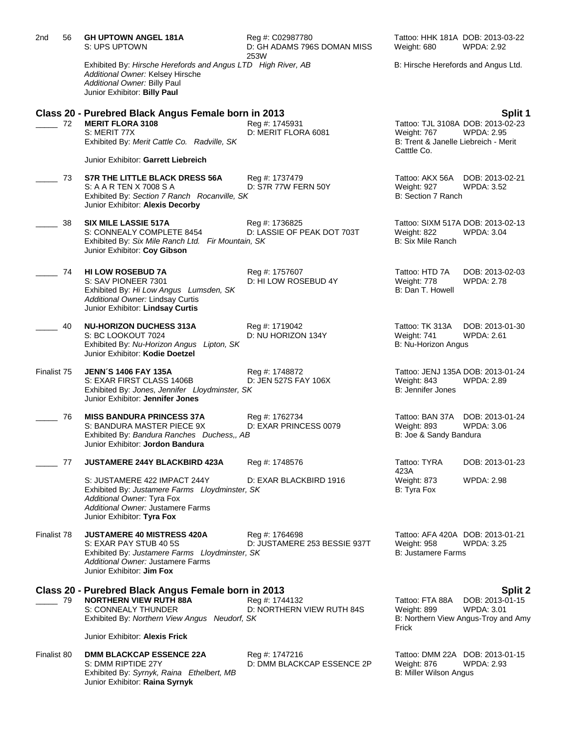2nd 56 **GH UPTOWN ANGEL 181A** Reg #: C02987780 Tattoo: HHK 181A DOB: 2013-03-22
S: UPS UPTOWN D: GH ADAMS 796S DOMAN MISS 253W Weight: 680 WPDA: 2.92
Exhibited By: *Hirsche Herefords and Angus LTD High River, AB* B: Hirsche Herefords and Angus Ltd.
*Additional Owner:* Kelsey Hirsche
*Additional Owner:* Billy Paul
Junior Exhibitor: **Billy Paul**

## Class 20 - Purebred Black Angus Female born in 2013 — Split 1

_____ 72 **MERIT FLORA 3108** Reg #: 1745931 Tattoo: TJL 3108A DOB: 2013-02-23
S: MERIT 77X D: MERIT FLORA 6081 Weight: 767 WPDA: 2.95
Exhibited By: *Merit Cattle Co. Radville, SK* B: Trent & Janelle Liebreich - Merit Catttle Co.
Junior Exhibitor: **Garrett Liebreich**

_____ 73 **S7R THE LITTLE BLACK DRESS 56A** Reg #: 1737479 Tattoo: AKX 56A DOB: 2013-02-21
S: A A R TEN X 7008 S A D: S7R 77W FERN 50Y Weight: 927 WPDA: 3.52
Exhibited By: *Section 7 Ranch Rocanville, SK* B: Section 7 Ranch
Junior Exhibitor: **Alexis Decorby**

_____ 38 **SIX MILE LASSIE 517A** Reg #: 1736825 Tattoo: SIXM 517A DOB: 2013-02-13
S: CONNEALY COMPLETE 8454 D: LASSIE OF PEAK DOT 703T Weight: 822 WPDA: 3.04
Exhibited By: *Six Mile Ranch Ltd. Fir Mountain, SK* B: Six Mile Ranch
Junior Exhibitor: **Coy Gibson**

_____ 74 **HI LOW ROSEBUD 7A** Reg #: 1757607 Tattoo: HTD 7A DOB: 2013-02-03
S: SAV PIONEER 7301 D: HI LOW ROSEBUD 4Y Weight: 778 WPDA: 2.78
Exhibited By: *Hi Low Angus Lumsden, SK* B: Dan T. Howell
*Additional Owner:* Lindsay Curtis
Junior Exhibitor: **Lindsay Curtis**

_____ 40 **NU-HORIZON DUCHESS 313A** Reg #: 1719042 Tattoo: TK 313A DOB: 2013-01-30
S: BC LOOKOUT 7024 D: NU HORIZON 134Y Weight: 741 WPDA: 2.61
Exhibited By: *Nu-Horizon Angus Lipton, SK* B: Nu-Horizon Angus
Junior Exhibitor: **Kodie Doetzel**

Finalist 75 **JENN´S 1406 FAY 135A** Reg #: 1748872 Tattoo: JENJ 135A DOB: 2013-01-24
S: EXAR FIRST CLASS 1406B D: JEN 527S FAY 106X Weight: 843 WPDA: 2.89
Exhibited By: *Jones, Jennifer Lloydminster, SK* B: Jennifer Jones
Junior Exhibitor: **Jennifer Jones**

_____ 76 **MISS BANDURA PRINCESS 37A** Reg #: 1762734 Tattoo: BAN 37A DOB: 2013-01-24
S: BANDURA MASTER PIECE 9X D: EXAR PRINCESS 0079 Weight: 893 WPDA: 3.06
Exhibited By: *Bandura Ranches Duchess,, AB* B: Joe & Sandy Bandura
Junior Exhibitor: **Jordon Bandura**

_____ 77 **JUSTAMERE 244Y BLACKBIRD 423A** Reg #: 1748576 Tattoo: TYRA 423A DOB: 2013-01-23
S: JUSTAMERE 422 IMPACT 244Y D: EXAR BLACKBIRD 1916 Weight: 873 WPDA: 2.98
Exhibited By: *Justamere Farms Lloydminster, SK* B: Tyra Fox
*Additional Owner:* Tyra Fox
*Additional Owner:* Justamere Farms
Junior Exhibitor: **Tyra Fox**

Finalist 78 **JUSTAMERE 40 MISTRESS 420A** Reg #: 1764698 Tattoo: AFA 420A DOB: 2013-01-21
S: EXAR PAY STUB 40 5S D: JUSTAMERE 253 BESSIE 937T Weight: 958 WPDA: 3.25
Exhibited By: *Justamere Farms Lloydminster, SK* B: Justamere Farms
*Additional Owner:* Justamere Farms
Junior Exhibitor: **Jim Fox**

## Class 20 - Purebred Black Angus Female born in 2013 — Split 2

_____ 79 **NORTHERN VIEW RUTH 88A** Reg #: 1744132 Tattoo: FTA 88A DOB: 2013-01-15
S: CONNEALY THUNDER D: NORTHERN VIEW RUTH 84S Weight: 899 WPDA: 3.01
Exhibited By: *Northern View Angus Neudorf, SK* B: Northern View Angus-Troy and Amy Frick
Junior Exhibitor: **Alexis Frick**

Finalist 80 **DMM BLACKCAP ESSENCE 22A** Reg #: 1747216 Tattoo: DMM 22A DOB: 2013-01-15
S: DMM RIPTIDE 27Y D: DMM BLACKCAP ESSENCE 2P Weight: 876 WPDA: 2.93
Exhibited By: *Syrnyk, Raina Ethelbert, MB* B: Miller Wilson Angus
Junior Exhibitor: **Raina Syrnyk**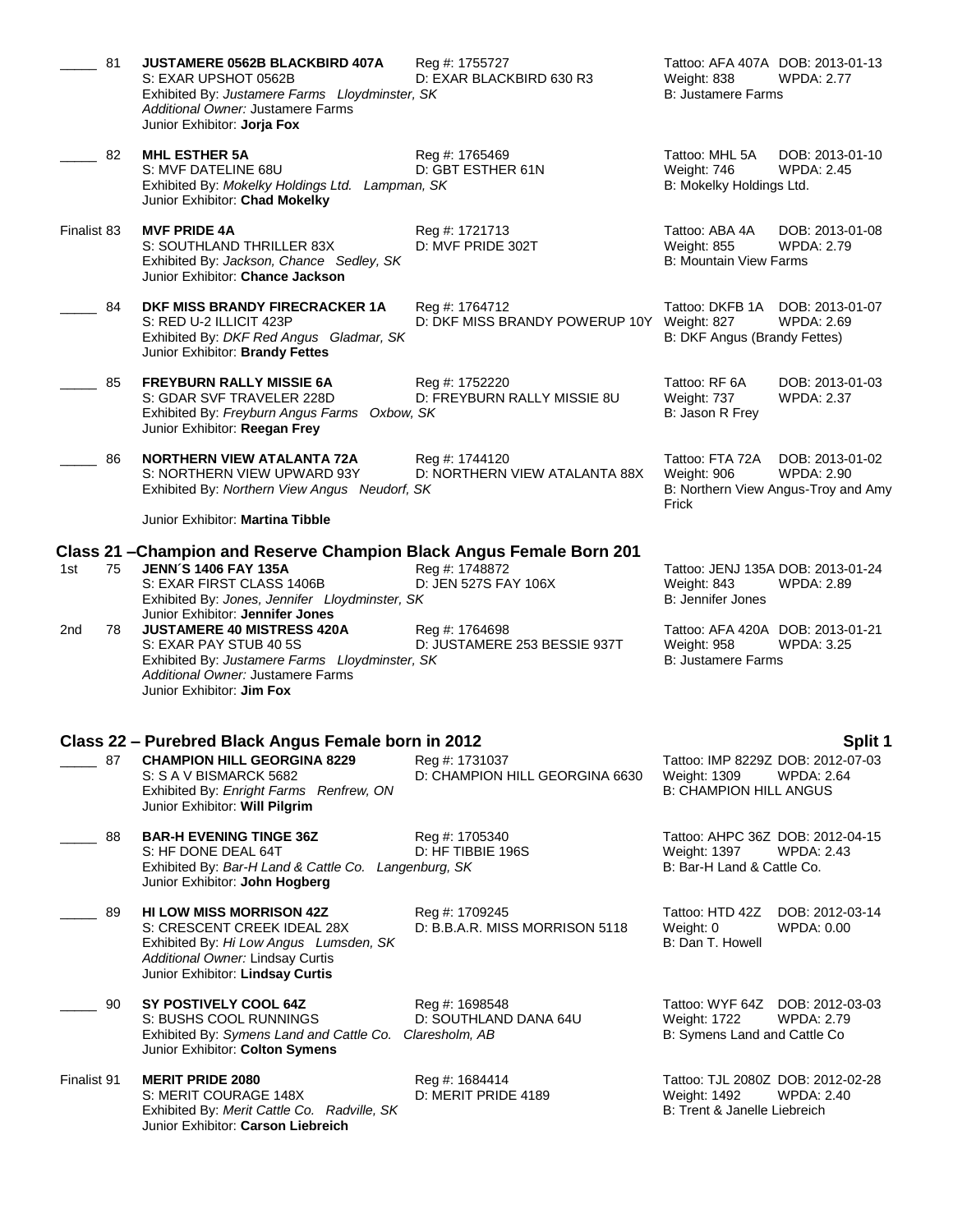_____ 81 **JUSTAMERE 0562B BLACKBIRD 407A** Reg #: 1755727 Tattoo: AFA 407A DOB: 2013-01-13
S: EXAR UPSHOT 0562B D: EXAR BLACKBIRD 630 R3 Weight: 838 WPDA: 2.77
Exhibited By: *Justamere Farms Lloydminster, SK* B: Justamere Farms
*Additional Owner:* Justamere Farms
Junior Exhibitor: **Jorja Fox**

_____ 82 **MHL ESTHER 5A** Reg #: 1765469 Tattoo: MHL 5A DOB: 2013-01-10
S: MVF DATELINE 68U D: GBT ESTHER 61N Weight: 746 WPDA: 2.45
Exhibited By: *Mokelky Holdings Ltd. Lampman, SK* B: Mokelky Holdings Ltd.
Junior Exhibitor: **Chad Mokelky**

Finalist 83 **MVF PRIDE 4A** Reg #: 1721713 Tattoo: ABA 4A DOB: 2013-01-08
S: SOUTHLAND THRILLER 83X D: MVF PRIDE 302T Weight: 855 WPDA: 2.79
Exhibited By: *Jackson, Chance Sedley, SK* B: Mountain View Farms
Junior Exhibitor: **Chance Jackson**

_____ 84 **DKF MISS BRANDY FIRECRACKER 1A** Reg #: 1764712 Tattoo: DKFB 1A DOB: 2013-01-07
S: RED U-2 ILLICIT 423P D: DKF MISS BRANDY POWERUP 10Y Weight: 827 WPDA: 2.69
Exhibited By: *DKF Red Angus Gladmar, SK* B: DKF Angus (Brandy Fettes)
Junior Exhibitor: **Brandy Fettes**

_____ 85 **FREYBURN RALLY MISSIE 6A** Reg #: 1752220 Tattoo: RF 6A DOB: 2013-01-03
S: GDAR SVF TRAVELER 228D D: FREYBURN RALLY MISSIE 8U Weight: 737 WPDA: 2.37
Exhibited By: *Freyburn Angus Farms Oxbow, SK* B: Jason R Frey
Junior Exhibitor: **Reegan Frey**

_____ 86 **NORTHERN VIEW ATALANTA 72A** Reg #: 1744120 Tattoo: FTA 72A DOB: 2013-01-02
S: NORTHERN VIEW UPWARD 93Y D: NORTHERN VIEW ATALANTA 88X Weight: 906 WPDA: 2.90
Exhibited By: *Northern View Angus Neudorf, SK* B: Northern View Angus-Troy and Amy Frick
Junior Exhibitor: **Martina Tibble**

## Class 21 –Champion and Reserve Champion Black Angus Female Born 201

1st 75 **JENN´S 1406 FAY 135A** Reg #: 1748872 Tattoo: JENJ 135A DOB: 2013-01-24
S: EXAR FIRST CLASS 1406B D: JEN 527S FAY 106X Weight: 843 WPDA: 2.89
Exhibited By: *Jones, Jennifer Lloydminster, SK* B: Jennifer Jones
Junior Exhibitor: **Jennifer Jones**

2nd 78 **JUSTAMERE 40 MISTRESS 420A** Reg #: 1764698 Tattoo: AFA 420A DOB: 2013-01-21
S: EXAR PAY STUB 40 5S D: JUSTAMERE 253 BESSIE 937T Weight: 958 WPDA: 3.25
Exhibited By: *Justamere Farms Lloydminster, SK* B: Justamere Farms
*Additional Owner:* Justamere Farms
Junior Exhibitor: **Jim Fox**

## Class 22 – Purebred Black Angus Female born in 2012 — Split 1

_____ 87 **CHAMPION HILL GEORGINA 8229** Reg #: 1731037 Tattoo: IMP 8229Z DOB: 2012-07-03
S: S A V BISMARCK 5682 D: CHAMPION HILL GEORGINA 6630 Weight: 1309 WPDA: 2.64
Exhibited By: *Enright Farms Renfrew, ON* B: CHAMPION HILL ANGUS
Junior Exhibitor: **Will Pilgrim**

_____ 88 **BAR-H EVENING TINGE 36Z** Reg #: 1705340 Tattoo: AHPC 36Z DOB: 2012-04-15
S: HF DONE DEAL 64T D: HF TIBBIE 196S Weight: 1397 WPDA: 2.43
Exhibited By: *Bar-H Land & Cattle Co. Langenburg, SK* B: Bar-H Land & Cattle Co.
Junior Exhibitor: **John Hogberg**

_____ 89 **HI LOW MISS MORRISON 42Z** Reg #: 1709245 Tattoo: HTD 42Z DOB: 2012-03-14
S: CRESCENT CREEK IDEAL 28X D: B.B.A.R. MISS MORRISON 5118 Weight: 0 WPDA: 0.00
Exhibited By: *Hi Low Angus Lumsden, SK* B: Dan T. Howell
*Additional Owner:* Lindsay Curtis
Junior Exhibitor: **Lindsay Curtis**

_____ 90 **SY POSTIVELY COOL 64Z** Reg #: 1698548 Tattoo: WYF 64Z DOB: 2012-03-03
S: BUSHS COOL RUNNINGS D: SOUTHLAND DANA 64U Weight: 1722 WPDA: 2.79
Exhibited By: *Symens Land and Cattle Co. Claresholm, AB* B: Symens Land and Cattle Co
Junior Exhibitor: **Colton Symens**

Finalist 91 **MERIT PRIDE 2080** Reg #: 1684414 Tattoo: TJL 2080Z DOB: 2012-02-28
S: MERIT COURAGE 148X D: MERIT PRIDE 4189 Weight: 1492 WPDA: 2.40
Exhibited By: *Merit Cattle Co. Radville, SK* B: Trent & Janelle Liebreich
Junior Exhibitor: **Carson Liebreich**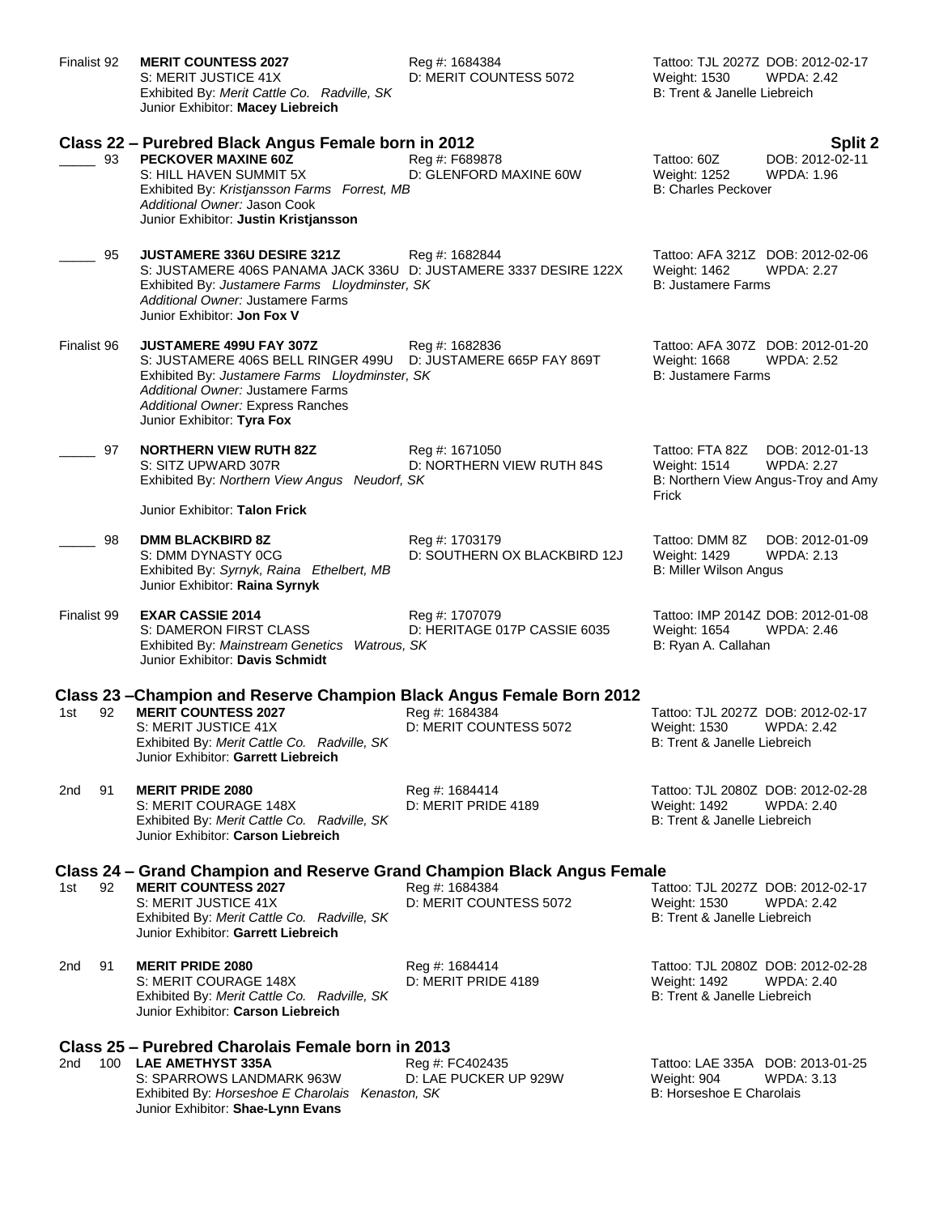Finalist 92 **MERIT COUNTESS 2027** Reg #: 1684384 Tattoo: TJL 2027Z DOB: 2012-02-17
S: MERIT JUSTICE 41X D: MERIT COUNTESS 5072 Weight: 1530 WPDA: 2.42
Exhibited By: *Merit Cattle Co. Radville, SK* B: Trent & Janelle Liebreich
Junior Exhibitor: **Macey Liebreich**

## Class 22 – Purebred Black Angus Female born in 2012 — Split 2

_____ 93 **PECKOVER MAXINE 60Z** Reg #: F689878 Tattoo: 60Z DOB: 2012-02-11
S: HILL HAVEN SUMMIT 5X D: GLENFORD MAXINE 60W Weight: 1252 WPDA: 1.96
Exhibited By: *Kristjansson Farms Forrest, MB* B: Charles Peckover
*Additional Owner:* Jason Cook
Junior Exhibitor: **Justin Kristjansson**

_____ 95 **JUSTAMERE 336U DESIRE 321Z** Reg #: 1682844 Tattoo: AFA 321Z DOB: 2012-02-06
S: JUSTAMERE 406S PANAMA JACK 336U D: JUSTAMERE 3337 DESIRE 122X Weight: 1462 WPDA: 2.27
Exhibited By: *Justamere Farms Lloydminster, SK* B: Justamere Farms
*Additional Owner:* Justamere Farms
Junior Exhibitor: **Jon Fox V**

Finalist 96 **JUSTAMERE 499U FAY 307Z** Reg #: 1682836 Tattoo: AFA 307Z DOB: 2012-01-20
S: JUSTAMERE 406S BELL RINGER 499U D: JUSTAMERE 665P FAY 869T Weight: 1668 WPDA: 2.52
Exhibited By: *Justamere Farms Lloydminster, SK* B: Justamere Farms
*Additional Owner:* Justamere Farms
*Additional Owner:* Express Ranches
Junior Exhibitor: **Tyra Fox**

_____ 97 **NORTHERN VIEW RUTH 82Z** Reg #: 1671050 Tattoo: FTA 82Z DOB: 2012-01-13
S: SITZ UPWARD 307R D: NORTHERN VIEW RUTH 84S Weight: 1514 WPDA: 2.27
Exhibited By: *Northern View Angus Neudorf, SK* B: Northern View Angus-Troy and Amy Frick
Junior Exhibitor: **Talon Frick**

_____ 98 **DMM BLACKBIRD 8Z** Reg #: 1703179 Tattoo: DMM 8Z DOB: 2012-01-09
S: DMM DYNASTY 0CG D: SOUTHERN OX BLACKBIRD 12J Weight: 1429 WPDA: 2.13
Exhibited By: *Syrnyk, Raina Ethelbert, MB* B: Miller Wilson Angus
Junior Exhibitor: **Raina Syrnyk**

Finalist 99 **EXAR CASSIE 2014** Reg #: 1707079 Tattoo: IMP 2014Z DOB: 2012-01-08
S: DAMERON FIRST CLASS D: HERITAGE 017P CASSIE 6035 Weight: 1654 WPDA: 2.46
Exhibited By: *Mainstream Genetics Watrous, SK* B: Ryan A. Callahan
Junior Exhibitor: **Davis Schmidt**

## Class 23 –Champion and Reserve Champion Black Angus Female Born 2012

1st 92 **MERIT COUNTESS 2027** Reg #: 1684384 Tattoo: TJL 2027Z DOB: 2012-02-17
S: MERIT JUSTICE 41X D: MERIT COUNTESS 5072 Weight: 1530 WPDA: 2.42
Exhibited By: *Merit Cattle Co. Radville, SK* B: Trent & Janelle Liebreich
Junior Exhibitor: **Garrett Liebreich**

2nd 91 **MERIT PRIDE 2080** Reg #: 1684414 Tattoo: TJL 2080Z DOB: 2012-02-28
S: MERIT COURAGE 148X D: MERIT PRIDE 4189 Weight: 1492 WPDA: 2.40
Exhibited By: *Merit Cattle Co. Radville, SK* B: Trent & Janelle Liebreich
Junior Exhibitor: **Carson Liebreich**

## Class 24 – Grand Champion and Reserve Grand Champion Black Angus Female

1st 92 **MERIT COUNTESS 2027** Reg #: 1684384 Tattoo: TJL 2027Z DOB: 2012-02-17
S: MERIT JUSTICE 41X D: MERIT COUNTESS 5072 Weight: 1530 WPDA: 2.42
Exhibited By: *Merit Cattle Co. Radville, SK* B: Trent & Janelle Liebreich
Junior Exhibitor: **Garrett Liebreich**

2nd 91 **MERIT PRIDE 2080** Reg #: 1684414 Tattoo: TJL 2080Z DOB: 2012-02-28
S: MERIT COURAGE 148X D: MERIT PRIDE 4189 Weight: 1492 WPDA: 2.40
Exhibited By: *Merit Cattle Co. Radville, SK* B: Trent & Janelle Liebreich
Junior Exhibitor: **Carson Liebreich**

## Class 25 – Purebred Charolais Female born in 2013

2nd 100 **LAE AMETHYST 335A** Reg #: FC402435 Tattoo: LAE 335A DOB: 2013-01-25
S: SPARROWS LANDMARK 963W D: LAE PUCKER UP 929W Weight: 904 WPDA: 3.13
Exhibited By: *Horseshoe E Charolais Kenaston, SK* B: Horseshoe E Charolais
Junior Exhibitor: **Shae-Lynn Evans**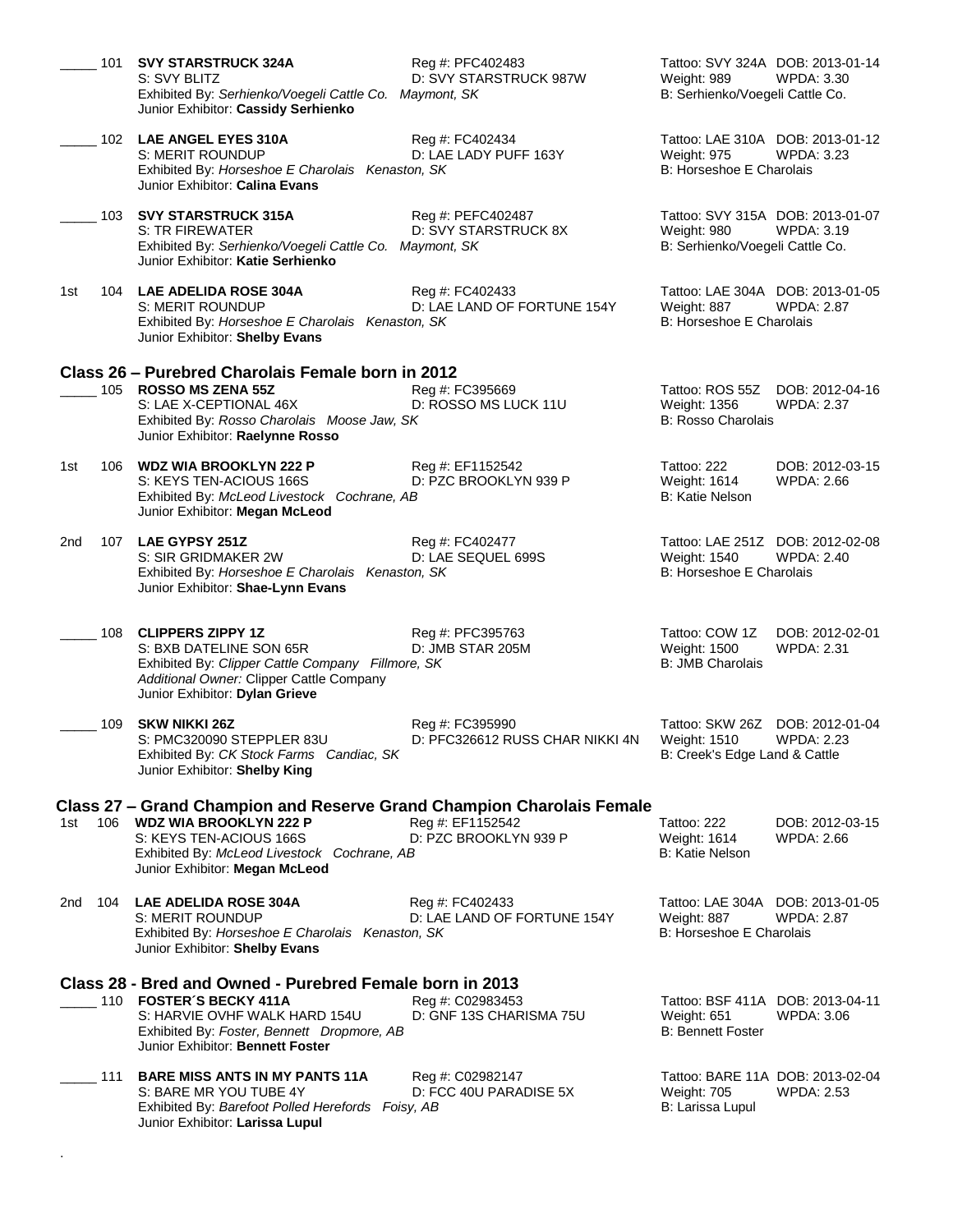_____ 101 **SVY STARSTRUCK 324A** Reg #: PFC402483 Tattoo: SVY 324A DOB: 2013-01-14
S: SVY BLITZ D: SVY STARSTRUCK 987W Weight: 989 WPDA: 3.30
Exhibited By: *Serhienko/Voegeli Cattle Co. Maymont, SK* B: Serhienko/Voegeli Cattle Co.
Junior Exhibitor: **Cassidy Serhienko**

_____ 102 **LAE ANGEL EYES 310A** Reg #: FC402434 Tattoo: LAE 310A DOB: 2013-01-12
S: MERIT ROUNDUP D: LAE LADY PUFF 163Y Weight: 975 WPDA: 3.23
Exhibited By: *Horseshoe E Charolais Kenaston, SK* B: Horseshoe E Charolais
Junior Exhibitor: **Calina Evans**

_____ 103 **SVY STARSTRUCK 315A** Reg #: PEFC402487 Tattoo: SVY 315A DOB: 2013-01-07
S: TR FIREWATER D: SVY STARSTRUCK 8X Weight: 980 WPDA: 3.19
Exhibited By: *Serhienko/Voegeli Cattle Co. Maymont, SK* B: Serhienko/Voegeli Cattle Co.
Junior Exhibitor: **Katie Serhienko**

1st 104 **LAE ADELIDA ROSE 304A** Reg #: FC402433 Tattoo: LAE 304A DOB: 2013-01-05
S: MERIT ROUNDUP D: LAE LAND OF FORTUNE 154Y Weight: 887 WPDA: 2.87
Exhibited By: *Horseshoe E Charolais Kenaston, SK* B: Horseshoe E Charolais
Junior Exhibitor: **Shelby Evans**

## Class 26 – Purebred Charolais Female born in 2012

_____ 105 **ROSSO MS ZENA 55Z** Reg #: FC395669 Tattoo: ROS 55Z DOB: 2012-04-16
S: LAE X-CEPTIONAL 46X D: ROSSO MS LUCK 11U Weight: 1356 WPDA: 2.37
Exhibited By: *Rosso Charolais Moose Jaw, SK* B: Rosso Charolais
Junior Exhibitor: **Raelynne Rosso**

1st 106 **WDZ WIA BROOKLYN 222 P** Reg #: EF1152542 Tattoo: 222 DOB: 2012-03-15
S: KEYS TEN-ACIOUS 166S D: PZC BROOKLYN 939 P Weight: 1614 WPDA: 2.66
Exhibited By: *McLeod Livestock Cochrane, AB* B: Katie Nelson
Junior Exhibitor: **Megan McLeod**

2nd 107 **LAE GYPSY 251Z** Reg #: FC402477 Tattoo: LAE 251Z DOB: 2012-02-08
S: SIR GRIDMAKER 2W D: LAE SEQUEL 699S Weight: 1540 WPDA: 2.40
Exhibited By: *Horseshoe E Charolais Kenaston, SK* B: Horseshoe E Charolais
Junior Exhibitor: **Shae-Lynn Evans**

_____ 108 **CLIPPERS ZIPPY 1Z** Reg #: PFC395763 Tattoo: COW 1Z DOB: 2012-02-01
S: BXB DATELINE SON 65R D: JMB STAR 205M Weight: 1500 WPDA: 2.31
Exhibited By: *Clipper Cattle Company Fillmore, SK* B: JMB Charolais
*Additional Owner:* Clipper Cattle Company
Junior Exhibitor: **Dylan Grieve**

_____ 109 **SKW NIKKI 26Z** Reg #: FC395990 Tattoo: SKW 26Z DOB: 2012-01-04
S: PMC320090 STEPPLER 83U D: PFC326612 RUSS CHAR NIKKI 4N Weight: 1510 WPDA: 2.23
Exhibited By: *CK Stock Farms Candiac, SK* B: Creek's Edge Land & Cattle
Junior Exhibitor: **Shelby King**

## Class 27 – Grand Champion and Reserve Grand Champion Charolais Female

1st 106 **WDZ WIA BROOKLYN 222 P** Reg #: EF1152542 Tattoo: 222 DOB: 2012-03-15
S: KEYS TEN-ACIOUS 166S D: PZC BROOKLYN 939 P Weight: 1614 WPDA: 2.66
Exhibited By: *McLeod Livestock Cochrane, AB* B: Katie Nelson
Junior Exhibitor: **Megan McLeod**

2nd 104 **LAE ADELIDA ROSE 304A** Reg #: FC402433 Tattoo: LAE 304A DOB: 2013-01-05
S: MERIT ROUNDUP D: LAE LAND OF FORTUNE 154Y Weight: 887 WPDA: 2.87
Exhibited By: *Horseshoe E Charolais Kenaston, SK* B: Horseshoe E Charolais
Junior Exhibitor: **Shelby Evans**

## Class 28 - Bred and Owned - Purebred Female born in 2013

_____ 110 **FOSTER´S BECKY 411A** Reg #: C02983453 Tattoo: BSF 411A DOB: 2013-04-11
S: HARVIE OVHF WALK HARD 154U D: GNF 13S CHARISMA 75U Weight: 651 WPDA: 3.06
Exhibited By: *Foster, Bennett Dropmore, AB* B: Bennett Foster
Junior Exhibitor: **Bennett Foster**

_____ 111 **BARE MISS ANTS IN MY PANTS 11A** Reg #: C02982147 Tattoo: BARE 11A DOB: 2013-02-04
S: BARE MR YOU TUBE 4Y D: FCC 40U PARADISE 5X Weight: 705 WPDA: 2.53
Exhibited By: *Barefoot Polled Herefords Foisy, AB* B: Larissa Lupul
Junior Exhibitor: **Larissa Lupul**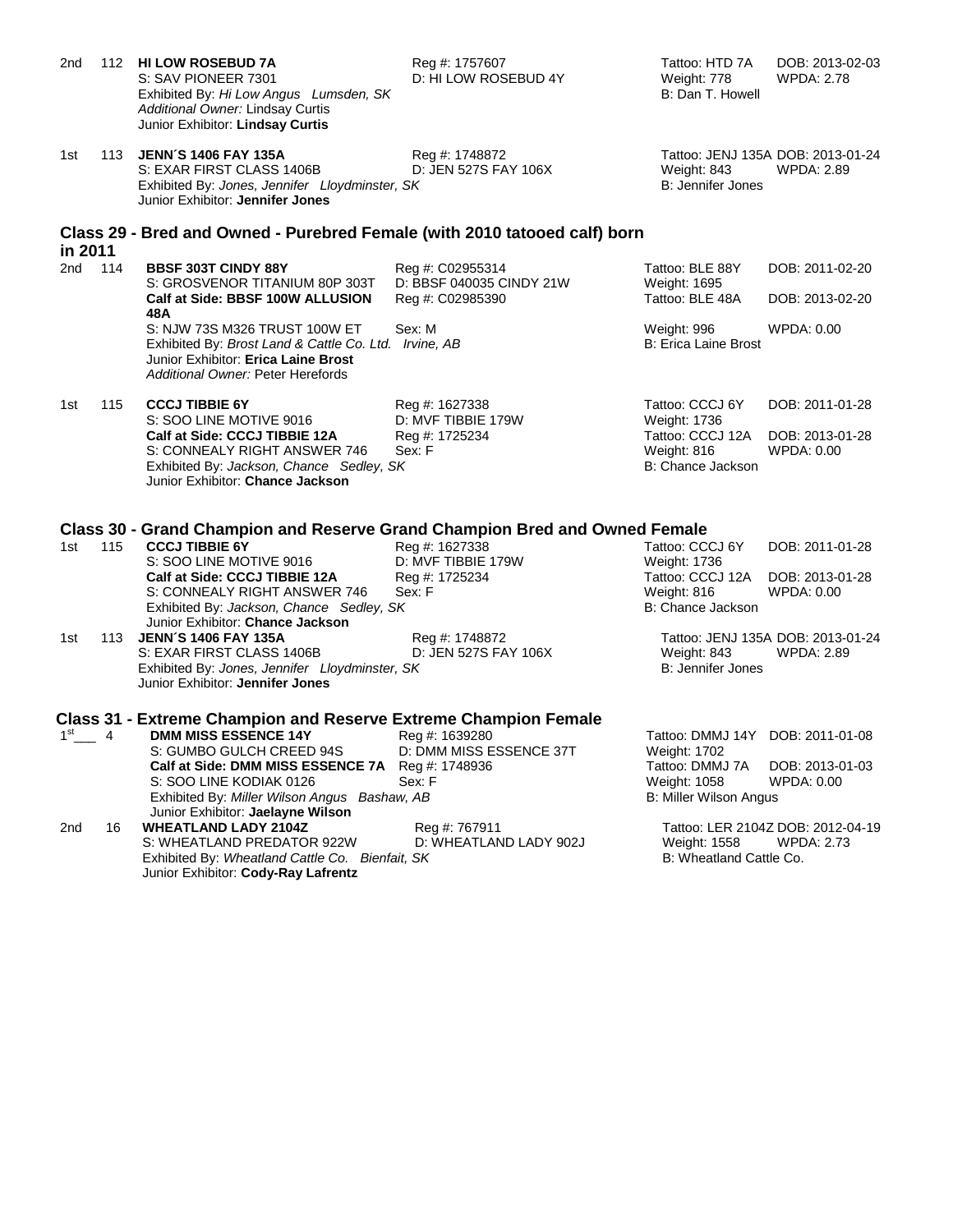2nd 112 **HI LOW ROSEBUD 7A** Reg #: 1757607 Tattoo: HTD 7A DOB: 2013-02-03
S: SAV PIONEER 7301 D: HI LOW ROSEBUD 4Y Weight: 778 WPDA: 2.78
Exhibited By: *Hi Low Angus Lumsden, SK* B: Dan T. Howell
*Additional Owner:* Lindsay Curtis
Junior Exhibitor: **Lindsay Curtis**

1st 113 **JENN´S 1406 FAY 135A** Reg #: 1748872 Tattoo: JENJ 135A DOB: 2013-01-24
S: EXAR FIRST CLASS 1406B D: JEN 527S FAY 106X Weight: 843 WPDA: 2.89
Exhibited By: *Jones, Jennifer Lloydminster, SK* B: Jennifer Jones
Junior Exhibitor: **Jennifer Jones**

## Class 29 - Bred and Owned - Purebred Female (with 2010 tatooed calf) born in 2011

2nd 114 **BBSF 303T CINDY 88Y** Reg #: C02955314 Tattoo: BLE 88Y DOB: 2011-02-20
S: GROSVENOR TITANIUM 80P 303T D: BBSF 040035 CINDY 21W Weight: 1695
**Calf at Side: BBSF 100W ALLUSION 48A** Reg #: C02985390 Tattoo: BLE 48A DOB: 2013-02-20
S: NJW 73S M326 TRUST 100W ET Sex: M Weight: 996 WPDA: 0.00
Exhibited By: *Brost Land & Cattle Co. Ltd. Irvine, AB* B: Erica Laine Brost
Junior Exhibitor: **Erica Laine Brost**
*Additional Owner:* Peter Herefords

1st 115 **CCCJ TIBBIE 6Y** Reg #: 1627338 Tattoo: CCCJ 6Y DOB: 2011-01-28
S: SOO LINE MOTIVE 9016 D: MVF TIBBIE 179W Weight: 1736
**Calf at Side: CCCJ TIBBIE 12A** Reg #: 1725234 Tattoo: CCCJ 12A DOB: 2013-01-28
S: CONNEALY RIGHT ANSWER 746 Sex: F Weight: 816 WPDA: 0.00
Exhibited By: *Jackson, Chance Sedley, SK* B: Chance Jackson
Junior Exhibitor: **Chance Jackson**

## Class 30 - Grand Champion and Reserve Grand Champion Bred and Owned Female

1st 115 **CCCJ TIBBIE 6Y** Reg #: 1627338 Tattoo: CCCJ 6Y DOB: 2011-01-28
S: SOO LINE MOTIVE 9016 D: MVF TIBBIE 179W Weight: 1736
**Calf at Side: CCCJ TIBBIE 12A** Reg #: 1725234 Tattoo: CCCJ 12A DOB: 2013-01-28
S: CONNEALY RIGHT ANSWER 746 Sex: F Weight: 816 WPDA: 0.00
Exhibited By: *Jackson, Chance Sedley, SK* B: Chance Jackson
Junior Exhibitor: **Chance Jackson**

1st 113 **JENN´S 1406 FAY 135A** Reg #: 1748872 Tattoo: JENJ 135A DOB: 2013-01-24
S: EXAR FIRST CLASS 1406B D: JEN 527S FAY 106X Weight: 843 WPDA: 2.89
Exhibited By: *Jones, Jennifer Lloydminster, SK* B: Jennifer Jones
Junior Exhibitor: **Jennifer Jones**

## Class 31 - Extreme Champion and Reserve Extreme Champion Female

1st___ 4 **DMM MISS ESSENCE 14Y** Reg #: 1639280 Tattoo: DMMJ 14Y DOB: 2011-01-08
S: GUMBO GULCH CREED 94S D: DMM MISS ESSENCE 37T Weight: 1702
**Calf at Side: DMM MISS ESSENCE 7A** Reg #: 1748936 Tattoo: DMMJ 7A DOB: 2013-01-03
S: SOO LINE KODIAK 0126 Sex: F Weight: 1058 WPDA: 0.00
Exhibited By: *Miller Wilson Angus Bashaw, AB* B: Miller Wilson Angus
Junior Exhibitor: **Jaelayne Wilson**

2nd 16 **WHEATLAND LADY 2104Z** Reg #: 767911 Tattoo: LER 2104Z DOB: 2012-04-19
S: WHEATLAND PREDATOR 922W D: WHEATLAND LADY 902J Weight: 1558 WPDA: 2.73
Exhibited By: *Wheatland Cattle Co. Bienfait, SK* B: Wheatland Cattle Co.
Junior Exhibitor: **Cody-Ray Lafrentz**